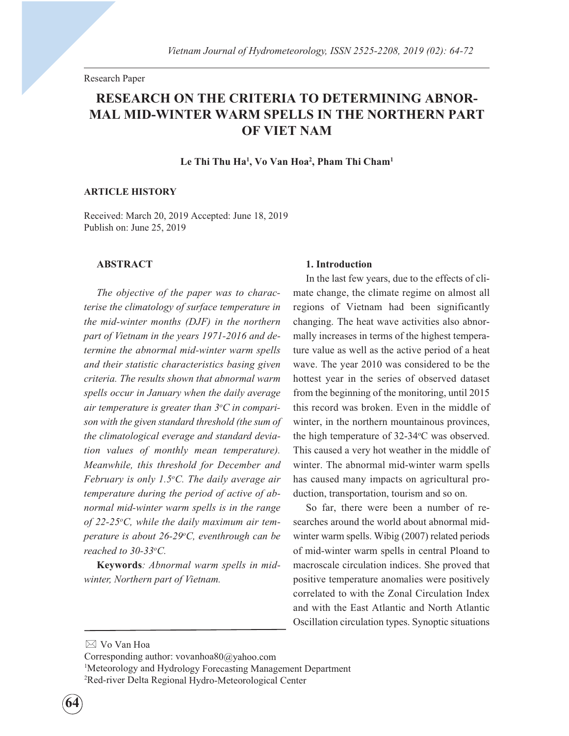Research Paper

# RESEARCH ON THE CRITERIA TO DETERMINING ABNORMAL MID-WINTER WARM SPELLS IN THE NORTHERN PART OF VIET NAM

**Le Thi Thu Ha[1], Vo Van Hoa[2], Pham Thi Cham[1]**

**ARTICLE HISTORY**

Received: March 20, 2019 Accepted: June 18, 2019
Publish on: June 25, 2019

**ABSTRACT**

*The objective of the paper was to characterise the climatology of surface temperature in the mid-winter months (DJF) in the northern part of Vietnam in the years 1971-2016 and determine the abnormal mid-winter warm spells and their statistic characteristics basing given criteria. The results shown that abnormal warm spells occur in January when the daily average air temperature is greater than 3$^oC$ in comparison with the given standard threshold (the sum of the climatological everage and standard deviation values of monthly mean temperature). Meanwhile, this threshold for December and February is only 1.5$^oC$. The daily average air temperature during the period of active of abnormal mid-winter warm spells is in the range of 22-25$^oC$, while the daily maximum air temperature is about 26-29$^oC$, eventhrough can be reached to 30-33$^oC$.*

**Keywords***: Abnormal warm spells in mid-winter, Northern part of Vietnam.*

## 1. Introduction

In the last few years, due to the effects of climate change, the climate regime on almost all regions of Vietnam had been significantly changing. The heat wave activities also abnormally increases in terms of the highest temperature value as well as the active period of a heat wave. The year 2010 was considered to be the hottest year in the series of observed dataset from the beginning of the monitoring, until 2015 this record was broken. Even in the middle of winter, in the northern mountainous provinces, the high temperature of 32-34$^oC$ was observed. This caused a very hot weather in the middle of winter. The abnormal mid-winter warm spells has caused many impacts on agricultural production, transportation, tourism and so on.

So far, there were been a number of researches around the world about abnormal mid-winter warm spells. Wibig (2007) related periods of mid-winter warm spells in central Ploand to macroscale circulation indices. She proved that positive temperature anomalies were positively correlated to with the Zonal Circulation Index and with the East Atlantic and North Atlantic Oscillation circulation types. Synoptic situations

✉ Vo Van Hoa
Corresponding author: vovanhoa80@yahoo.com
[1]Meteorology and Hydrology Forecasting Management Department
[2]Red-river Delta Regional Hydro-Meteorological Center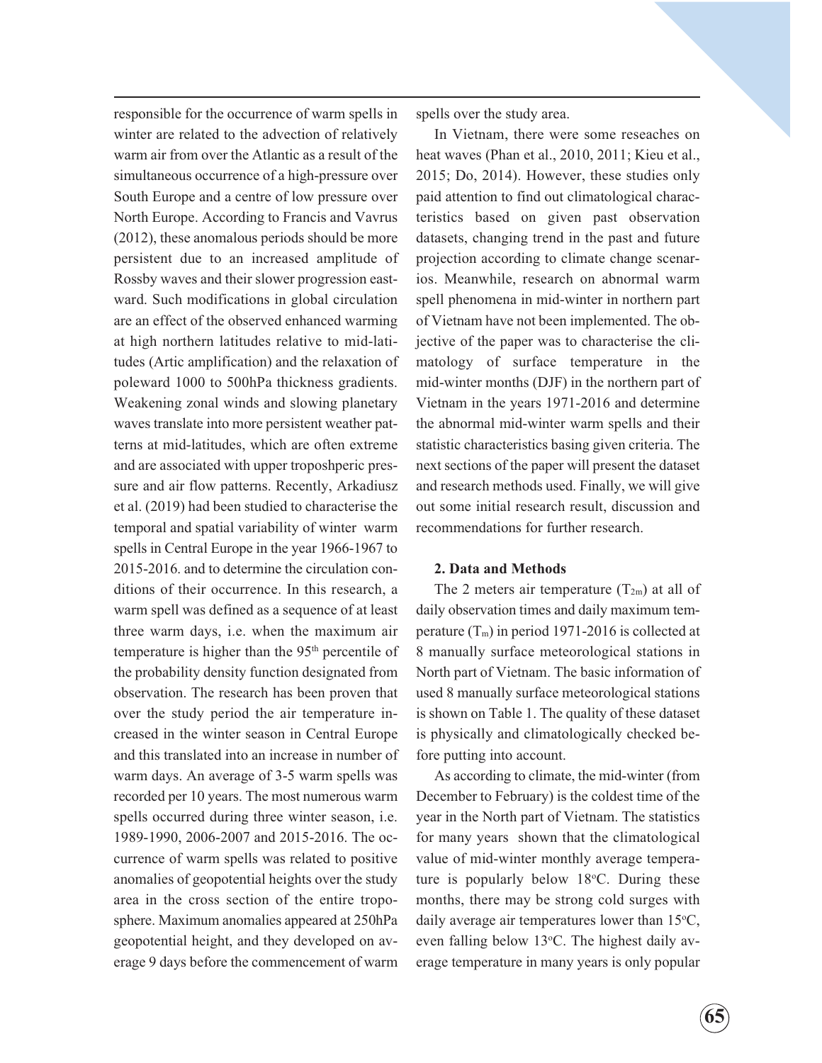responsible for the occurrence of warm spells in winter are related to the advection of relatively warm air from over the Atlantic as a result of the simultaneous occurrence of a high-pressure over South Europe and a centre of low pressure over North Europe. According to Francis and Vavrus (2012), these anomalous periods should be more persistent due to an increased amplitude of Rossby waves and their slower progression eastward. Such modifications in global circulation are an effect of the observed enhanced warming at high northern latitudes relative to mid-latitudes (Artic amplification) and the relaxation of poleward 1000 to 500hPa thickness gradients. Weakening zonal winds and slowing planetary waves translate into more persistent weather patterns at mid-latitudes, which are often extreme and are associated with upper troposhperic pressure and air flow patterns. Recently, Arkadiusz et al. (2019) had been studied to characterise the temporal and spatial variability of winter warm spells in Central Europe in the year 1966-1967 to 2015-2016. and to determine the circulation conditions of their occurrence. In this research, a warm spell was defined as a sequence of at least three warm days, i.e. when the maximum air temperature is higher than the 95$^{th}$ percentile of the probability density function designated from observation. The research has been proven that over the study period the air temperature increased in the winter season in Central Europe and this translated into an increase in number of warm days. An average of 3-5 warm spells was recorded per 10 years. The most numerous warm spells occurred during three winter season, i.e. 1989-1990, 2006-2007 and 2015-2016. The occurrence of warm spells was related to positive anomalies of geopotential heights over the study area in the cross section of the entire troposphere. Maximum anomalies appeared at 250hPa geopotential height, and they developed on average 9 days before the commencement of warm spells over the study area.

In Vietnam, there were some reseaches on heat waves (Phan et al., 2010, 2011; Kieu et al., 2015; Do, 2014). However, these studies only paid attention to find out climatological characteristics based on given past observation datasets, changing trend in the past and future projection according to climate change scenarios. Meanwhile, research on abnormal warm spell phenomena in mid-winter in northern part of Vietnam have not been implemented. The objective of the paper was to characterise the climatology of surface temperature in the mid-winter months (DJF) in the northern part of Vietnam in the years 1971-2016 and determine the abnormal mid-winter warm spells and their statistic characteristics basing given criteria. The next sections of the paper will present the dataset and research methods used. Finally, we will give out some initial research result, discussion and recommendations for further research.

## 2. Data and Methods

The 2 meters air temperature ($T_{2m}$) at all of daily observation times and daily maximum temperature ($T_m$) in period 1971-2016 is collected at 8 manually surface meteorological stations in North part of Vietnam. The basic information of used 8 manually surface meteorological stations is shown on Table 1. The quality of these dataset is physically and climatologically checked before putting into account.

As according to climate, the mid-winter (from December to February) is the coldest time of the year in the North part of Vietnam. The statistics for many years shown that the climatological value of mid-winter monthly average temperature is popularly below 18$^o$C. During these months, there may be strong cold surges with daily average air temperatures lower than 15$^o$C, even falling below 13$^o$C. The highest daily average temperature in many years is only popular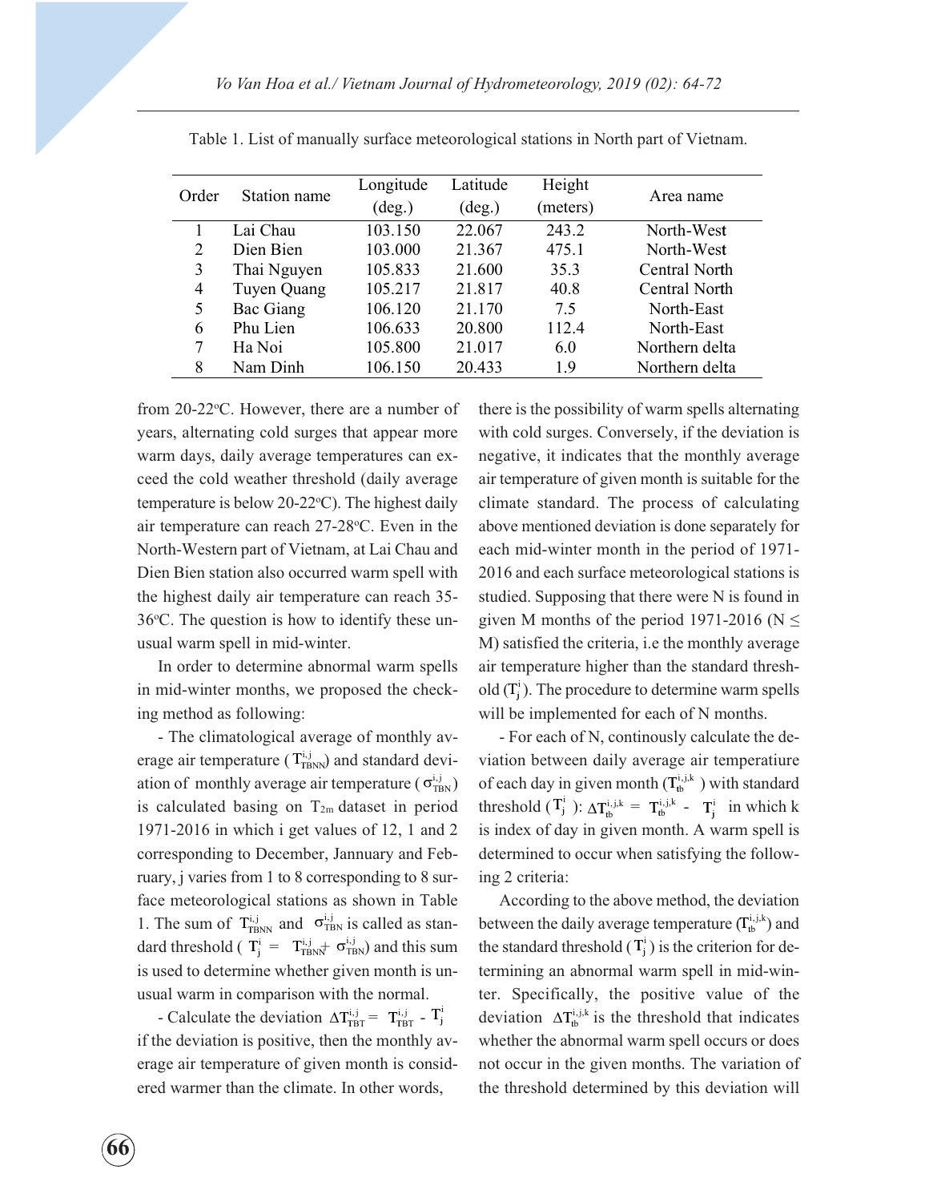Table 1. List of manually surface meteorological stations in North part of Vietnam.

| Order | Station name | Longitude (deg.) | Latitude (deg.) | Height (meters) | Area name |
|---|---|---|---|---|---|
| 1 | Lai Chau | 103.150 | 22.067 | 243.2 | North-West |
| 2 | Dien Bien | 103.000 | 21.367 | 475.1 | North-West |
| 3 | Thai Nguyen | 105.833 | 21.600 | 35.3 | Central North |
| 4 | Tuyen Quang | 105.217 | 21.817 | 40.8 | Central North |
| 5 | Bac Giang | 106.120 | 21.170 | 7.5 | North-East |
| 6 | Phu Lien | 106.633 | 20.800 | 112.4 | North-East |
| 7 | Ha Noi | 105.800 | 21.017 | 6.0 | Northern delta |
| 8 | Nam Dinh | 106.150 | 20.433 | 1.9 | Northern delta |

from 20-22$^o$C. However, there are a number of years, alternating cold surges that appear more warm days, daily average temperatures can exceed the cold weather threshold (daily average temperature is below 20-22$^o$C). The highest daily air temperature can reach 27-28$^o$C. Even in the North-Western part of Vietnam, at Lai Chau and Dien Bien station also occurred warm spell with the highest daily air temperature can reach 35-36$^o$C. The question is how to identify these unusual warm spell in mid-winter.

In order to determine abnormal warm spells in mid-winter months, we proposed the checking method as following:

- The climatological average of monthly average air temperature ($T^{i,j}_{TBNN}$) and standard deviation of monthly average air temperature ($\sigma^{i,j}_{TBN}$) is calculated basing on $T_{2m}$ dataset in period 1971-2016 in which i get values of 12, 1 and 2 corresponding to December, Jannuary and February, j varies from 1 to 8 corresponding to 8 surface meteorological stations as shown in Table 1. The sum of $T^{i,j}_{TBNN}$ and $\sigma^{i,j}_{TBN}$ is called as standard threshold ( $T^i_j$ = $T^{i,j}_{TBNN}$+ $\sigma^{i,j}_{TBN}$) and this sum is used to determine whether given month is unusual warm in comparison with the normal.

- Calculate the deviation $\Delta T^{i,j}_{TBT} = T^{i,j}_{TBT} - T^i_j$ if the deviation is positive, then the monthly average air temperature of given month is considered warmer than the climate. In other words, there is the possibility of warm spells alternating with cold surges. Conversely, if the deviation is negative, it indicates that the monthly average air temperature of given month is suitable for the climate standard. The process of calculating above mentioned deviation is done separately for each mid-winter month in the period of 1971-2016 and each surface meteorological stations is studied. Supposing that there were N is found in given M months of the period 1971-2016 (N ≤ M) satisfied the criteria, i.e the monthly average air temperature higher than the standard threshold ($T^i_j$). The procedure to determine warm spells will be implemented for each of N months.

- For each of N, continously calculate the deviation between daily average air temperatiure of each day in given month ($T^{i,j,k}_{tb}$ ) with standard threshold ($T^i_j$ ): $\Delta T^{i,j,k}_{tb} = T^{i,j,k}_{tb} - T^i_j$ in which k is index of day in given month. A warm spell is determined to occur when satisfying the following 2 criteria:

According to the above method, the deviation between the daily average temperature ($T^{i,j,k}_{tb}$) and the standard threshold ($T^i_j$) is the criterion for determining an abnormal warm spell in mid-winter. Specifically, the positive value of the deviation $\Delta T^{i,j,k}_{tb}$ is the threshold that indicates whether the abnormal warm spell occurs or does not occur in the given months. The variation of the threshold determined by this deviation will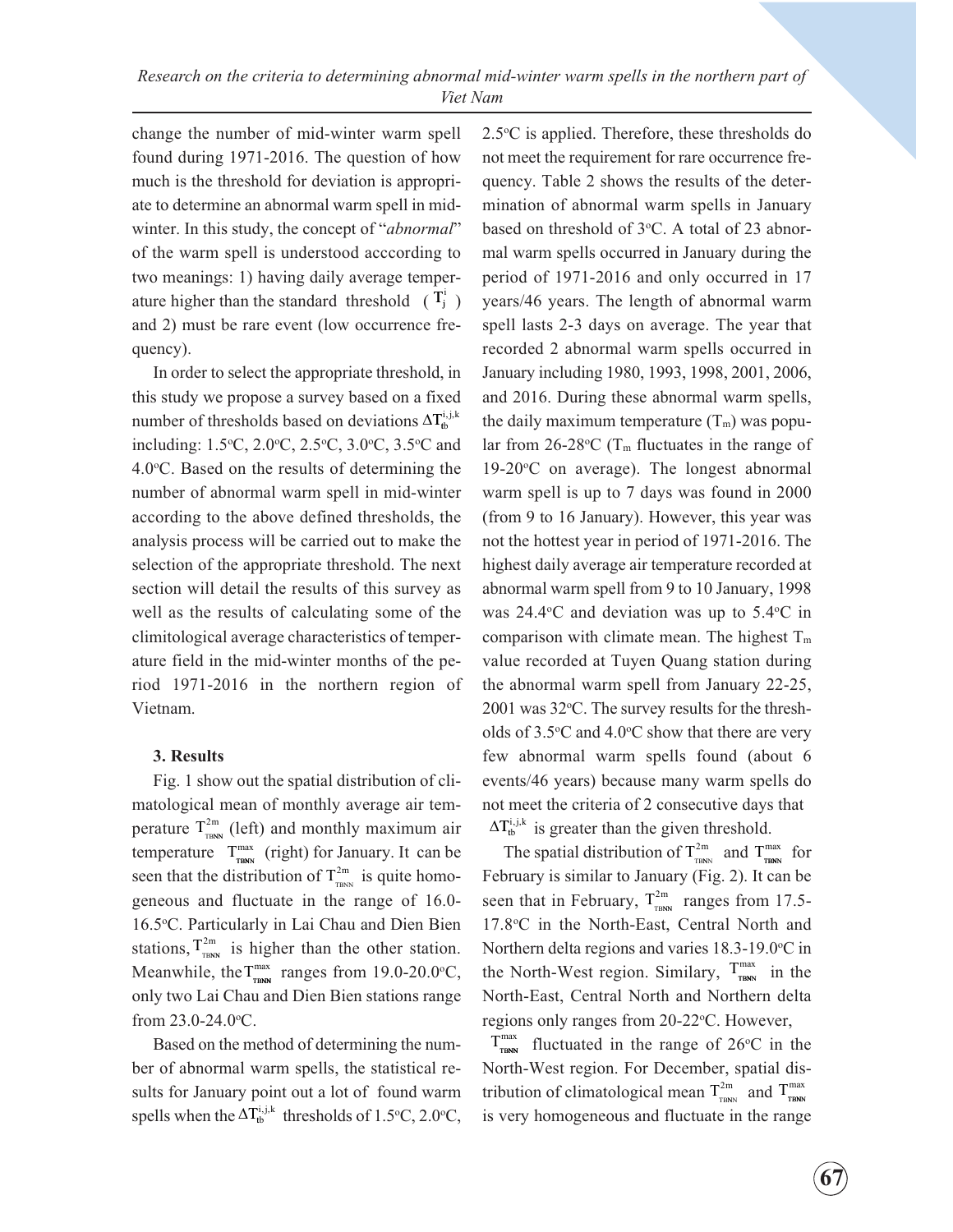change the number of mid-winter warm spell found during 1971-2016. The question of how much is the threshold for deviation is appropriate to determine an abnormal warm spell in mid-winter. In this study, the concept of "*abnormal*" of the warm spell is understood acccording to two meanings: 1) having daily average temperature higher than the standard threshold ($T_j^i$) and 2) must be rare event (low occurrence frequency).

In order to select the appropriate threshold, in this study we propose a survey based on a fixed number of thresholds based on deviations $\Delta T_{tb}^{i,j,k}$ including: 1.5°C, 2.0°C, 2.5°C, 3.0°C, 3.5°C and 4.0°C. Based on the results of determining the number of abnormal warm spell in mid-winter according to the above defined thresholds, the analysis process will be carried out to make the selection of the appropriate threshold. The next section will detail the results of this survey as well as the results of calculating some of the climitological average characteristics of temperature field in the mid-winter months of the period 1971-2016 in the northern region of Vietnam.

### 3. Results

Fig. 1 show out the spatial distribution of climatological mean of monthly average air temperature $T_{TBNN}^{2m}$ (left) and monthly maximum air temperature $T_{TBNN}^{max}$ (right) for January. It can be seen that the distribution of $T_{TBNN}^{2m}$ is quite homogeneous and fluctuate in the range of 16.0-16.5°C. Particularly in Lai Chau and Dien Bien stations, $T_{TBNN}^{2m}$ is higher than the other station. Meanwhile, the $T_{TBNN}^{max}$ ranges from 19.0-20.0°C, only two Lai Chau and Dien Bien stations range from 23.0-24.0°C.

Based on the method of determining the number of abnormal warm spells, the statistical results for January point out a lot of found warm spells when the $\Delta T_{tb}^{i,j,k}$ thresholds of 1.5°C, 2.0°C, 2.5°C is applied. Therefore, these thresholds do not meet the requirement for rare occurrence frequency. Table 2 shows the results of the determination of abnormal warm spells in January based on threshold of 3°C. A total of 23 abnormal warm spells occurred in January during the period of 1971-2016 and only occurred in 17 years/46 years. The length of abnormal warm spell lasts 2-3 days on average. The year that recorded 2 abnormal warm spells occurred in January including 1980, 1993, 1998, 2001, 2006, and 2016. During these abnormal warm spells, the daily maximum temperature ($T_m$) was popular from 26-28°C ($T_m$ fluctuates in the range of 19-20°C on average). The longest abnormal warm spell is up to 7 days was found in 2000 (from 9 to 16 January). However, this year was not the hottest year in period of 1971-2016. The highest daily average air temperature recorded at abnormal warm spell from 9 to 10 January, 1998 was 24.4°C and deviation was up to 5.4°C in comparison with climate mean. The highest $T_m$ value recorded at Tuyen Quang station during the abnormal warm spell from January 22-25, 2001 was 32°C. The survey results for the thresholds of 3.5°C and 4.0°C show that there are very few abnormal warm spells found (about 6 events/46 years) because many warm spells do not meet the criteria of 2 consecutive days that $\Delta T_{tb}^{i,j,k}$ is greater than the given threshold.

The spatial distribution of $T_{TBNN}^{2m}$ and $T_{TBNN}^{max}$ for February is similar to January (Fig. 2). It can be seen that in February, $T_{TBNN}^{2m}$ ranges from 17.5-17.8°C in the North-East, Central North and Northern delta regions and varies 18.3-19.0°C in the North-West region. Similary, $T_{TBNN}^{max}$ in the North-East, Central North and Northern delta regions only ranges from 20-22°C. However, $T_{TBNN}^{max}$ fluctuated in the range of 26°C in the North-West region. For December, spatial distribution of climatological mean $T_{TBNN}^{2m}$ and $T_{TBNN}^{max}$ is very homogeneous and fluctuate in the range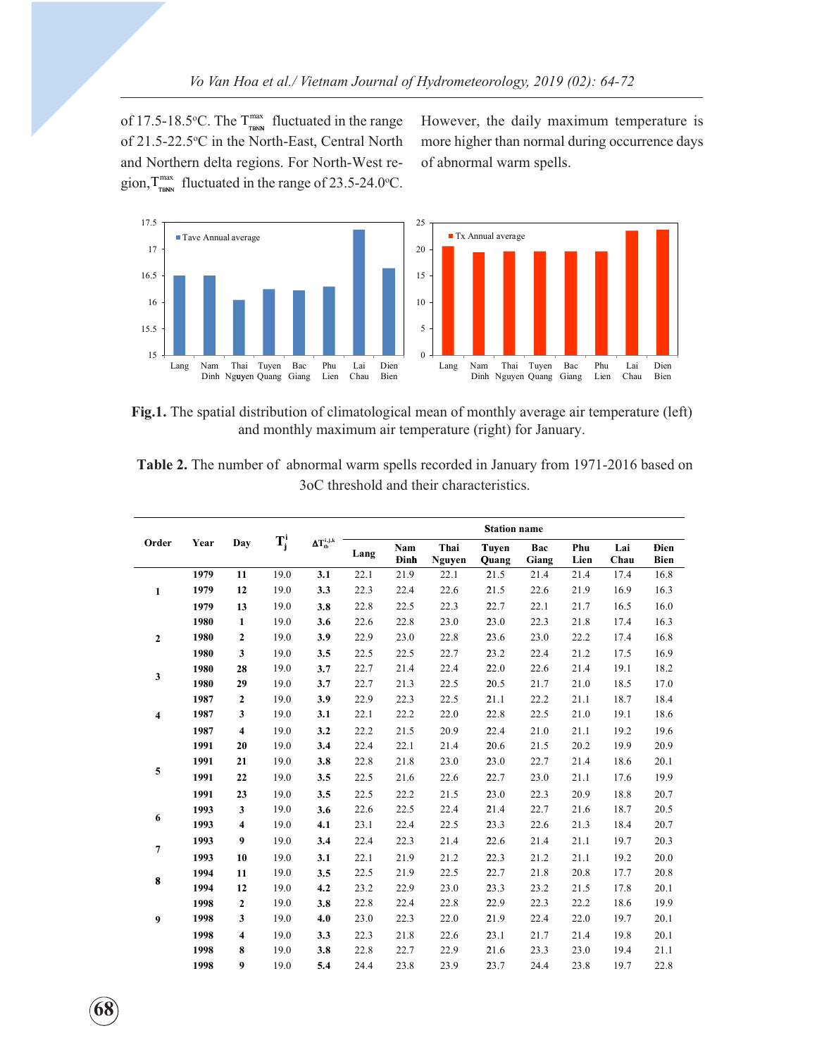of 17.5-18.5°C. The $T^{max}_{TBNN}$ fluctuated in the range of 21.5-22.5°C in the North-East, Central North and Northern delta regions. For North-West region, $T^{max}_{TBNN}$ fluctuated in the range of 23.5-24.0°C. However, the daily maximum temperature is more higher than normal during occurrence days of abnormal warm spells.

**Fig.1.** The spatial distribution of climatological mean of monthly average air temperature (left) and monthly maximum air temperature (right) for January.

**Table 2.** The number of abnormal warm spells recorded in January from 1971-2016 based on 3oC threshold and their characteristics.

| Order | Year | Day | $T^i_j$ | $\Delta T^{i,j,k}_{tb}$ | Station name | | | | | | | |
|---|---|---|---|---|---|---|---|---|---|---|---|---|
| | | | | | Lang | Nam Đinh | Thai Nguyen | Tuyen Quang | Bac Giang | Phu Lien | Lai Chau | Đien Bien |
| 1 | 1979 | 11 | 19.0 | 3.1 | 22.1 | 21.9 | 22.1 | 21.5 | 21.4 | 21.4 | 17.4 | 16.8 |
| | 1979 | 12 | 19.0 | 3.3 | 22.3 | 22.4 | 22.6 | 21.5 | 22.6 | 21.9 | 16.9 | 16.3 |
| | 1979 | 13 | 19.0 | 3.8 | 22.8 | 22.5 | 22.3 | 22.7 | 22.1 | 21.7 | 16.5 | 16.0 |
| 2 | 1980 | 1 | 19.0 | 3.6 | 22.6 | 22.8 | 23.0 | 23.0 | 22.3 | 21.8 | 17.4 | 16.3 |
| | 1980 | 2 | 19.0 | 3.9 | 22.9 | 23.0 | 22.8 | 23.6 | 23.0 | 22.2 | 17.4 | 16.8 |
| | 1980 | 3 | 19.0 | 3.5 | 22.5 | 22.5 | 22.7 | 23.2 | 22.4 | 21.2 | 17.5 | 16.9 |
| 3 | 1980 | 28 | 19.0 | 3.7 | 22.7 | 21.4 | 22.4 | 22.0 | 22.6 | 21.4 | 19.1 | 18.2 |
| | 1980 | 29 | 19.0 | 3.7 | 22.7 | 21.3 | 22.5 | 20.5 | 21.7 | 21.0 | 18.5 | 17.0 |
| 4 | 1987 | 2 | 19.0 | 3.9 | 22.9 | 22.3 | 22.5 | 21.1 | 22.2 | 21.1 | 18.7 | 18.4 |
| | 1987 | 3 | 19.0 | 3.1 | 22.1 | 22.2 | 22.0 | 22.8 | 22.5 | 21.0 | 19.1 | 18.6 |
| | 1987 | 4 | 19.0 | 3.2 | 22.2 | 21.5 | 20.9 | 22.4 | 21.0 | 21.1 | 19.2 | 19.6 |
| 5 | 1991 | 20 | 19.0 | 3.4 | 22.4 | 22.1 | 21.4 | 20.6 | 21.5 | 20.2 | 19.9 | 20.9 |
| | 1991 | 21 | 19.0 | 3.8 | 22.8 | 21.8 | 23.0 | 23.0 | 22.7 | 21.4 | 18.6 | 20.1 |
| | 1991 | 22 | 19.0 | 3.5 | 22.5 | 21.6 | 22.6 | 22.7 | 23.0 | 21.1 | 17.6 | 19.9 |
| | 1991 | 23 | 19.0 | 3.5 | 22.5 | 22.2 | 21.5 | 23.0 | 22.3 | 20.9 | 18.8 | 20.7 |
| 6 | 1993 | 3 | 19.0 | 3.6 | 22.6 | 22.5 | 22.4 | 21.4 | 22.7 | 21.6 | 18.7 | 20.5 |
| | 1993 | 4 | 19.0 | 4.1 | 23.1 | 22.4 | 22.5 | 23.3 | 22.6 | 21.3 | 18.4 | 20.7 |
| 7 | 1993 | 9 | 19.0 | 3.4 | 22.4 | 22.3 | 21.4 | 22.6 | 21.4 | 21.1 | 19.7 | 20.3 |
| | 1993 | 10 | 19.0 | 3.1 | 22.1 | 21.9 | 21.2 | 22.3 | 21.2 | 21.1 | 19.2 | 20.0 |
| 8 | 1994 | 11 | 19.0 | 3.5 | 22.5 | 21.9 | 22.5 | 22.7 | 21.8 | 20.8 | 17.7 | 20.8 |
| | 1994 | 12 | 19.0 | 4.2 | 23.2 | 22.9 | 23.0 | 23.3 | 23.2 | 21.5 | 17.8 | 20.1 |
| 9 | 1998 | 2 | 19.0 | 3.8 | 22.8 | 22.4 | 22.8 | 22.9 | 22.3 | 22.2 | 18.6 | 19.9 |
| | 1998 | 3 | 19.0 | 4.0 | 23.0 | 22.3 | 22.0 | 21.9 | 22.4 | 22.0 | 19.7 | 20.1 |
| | 1998 | 4 | 19.0 | 3.3 | 22.3 | 21.8 | 22.6 | 23.1 | 21.7 | 21.4 | 19.8 | 20.1 |
| | 1998 | 8 | 19.0 | 3.8 | 22.8 | 22.7 | 22.9 | 21.6 | 23.3 | 23.0 | 19.4 | 21.1 |
| | 1998 | 9 | 19.0 | 5.4 | 24.4 | 23.8 | 23.9 | 23.7 | 24.4 | 23.8 | 19.7 | 22.8 |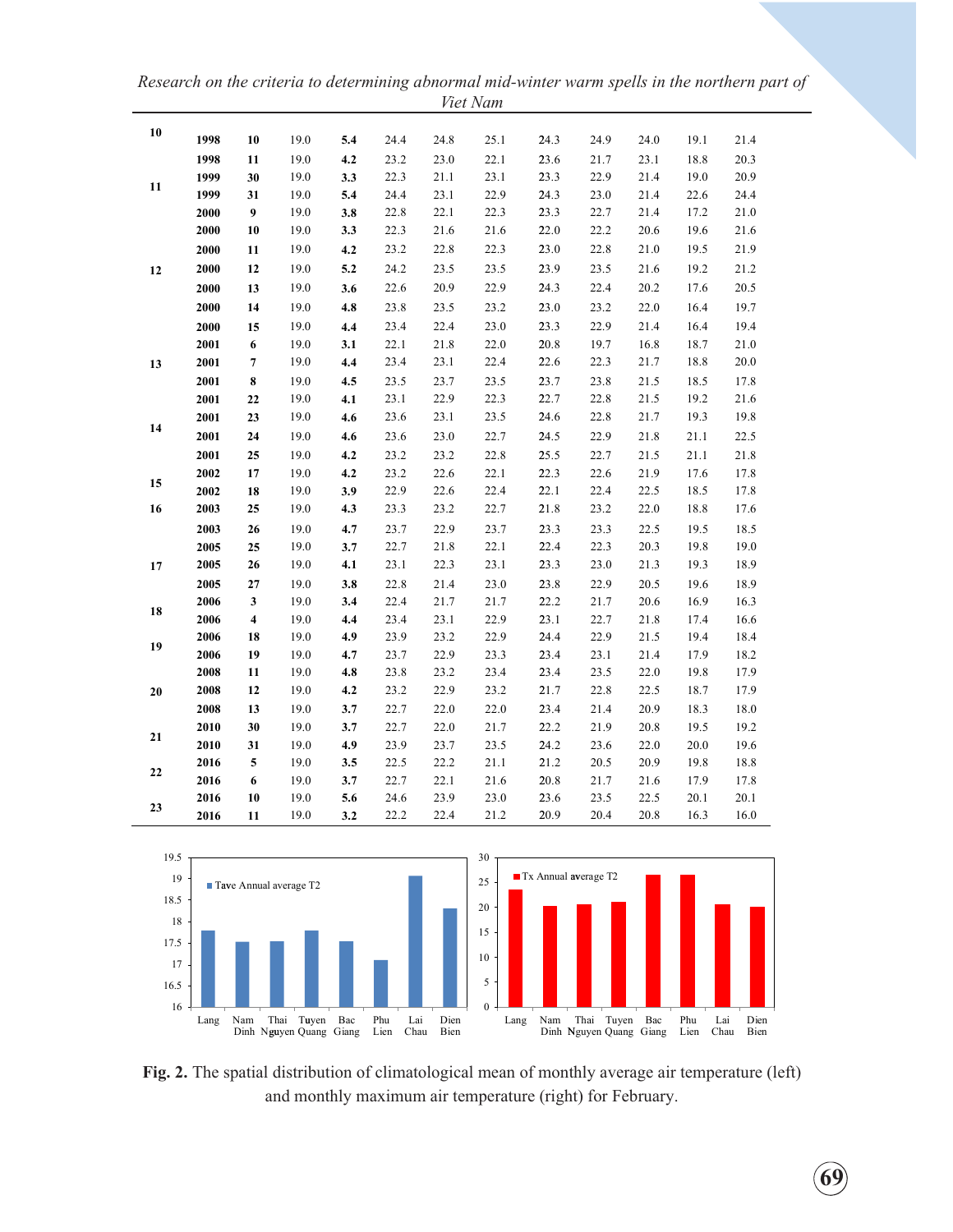| | | | | | | | | | | | |
|---|---|---|---|---|---|---|---|---|---|---|---|
| 10 | **1998** | **10** | 19.0 | **5.4** | 24.4 | 24.8 | 25.1 | 24.3 | 24.9 | 24.0 | 19.1 | 21.4 |
| | **1998** | **11** | 19.0 | **4.2** | 23.2 | 23.0 | 22.1 | 23.6 | 21.7 | 23.1 | 18.8 | 20.3 |
| 11 | **1999** | **30** | 19.0 | **3.3** | 22.3 | 21.1 | 23.1 | 23.3 | 22.9 | 21.4 | 19.0 | 20.9 |
| | **1999** | **31** | 19.0 | **5.4** | 24.4 | 23.1 | 22.9 | 24.3 | 23.0 | 21.4 | 22.6 | 24.4 |
| 12 | **2000** | **9** | 19.0 | **3.8** | 22.8 | 22.1 | 22.3 | 23.3 | 22.7 | 21.4 | 17.2 | 21.0 |
| | **2000** | **10** | 19.0 | **3.3** | 22.3 | 21.6 | 21.6 | 22.0 | 22.2 | 20.6 | 19.6 | 21.6 |
| | **2000** | **11** | 19.0 | **4.2** | 23.2 | 22.8 | 22.3 | 23.0 | 22.8 | 21.0 | 19.5 | 21.9 |
| | **2000** | **12** | 19.0 | **5.2** | 24.2 | 23.5 | 23.5 | 23.9 | 23.5 | 21.6 | 19.2 | 21.2 |
| | **2000** | **13** | 19.0 | **3.6** | 22.6 | 20.9 | 22.9 | 24.3 | 22.4 | 20.2 | 17.6 | 20.5 |
| | **2000** | **14** | 19.0 | **4.8** | 23.8 | 23.5 | 23.2 | 23.0 | 23.2 | 22.0 | 16.4 | 19.7 |
| | **2000** | **15** | 19.0 | **4.4** | 23.4 | 22.4 | 23.0 | 23.3 | 22.9 | 21.4 | 16.4 | 19.4 |
| 13 | **2001** | **6** | 19.0 | **3.1** | 22.1 | 21.8 | 22.0 | 20.8 | 19.7 | 16.8 | 18.7 | 21.0 |
| | **2001** | **7** | 19.0 | **4.4** | 23.4 | 23.1 | 22.4 | 22.6 | 22.3 | 21.7 | 18.8 | 20.0 |
| | **2001** | **8** | 19.0 | **4.5** | 23.5 | 23.7 | 23.5 | 23.7 | 23.8 | 21.5 | 18.5 | 17.8 |
| 14 | **2001** | **22** | 19.0 | **4.1** | 23.1 | 22.9 | 22.3 | 22.7 | 22.8 | 21.5 | 19.2 | 21.6 |
| | **2001** | **23** | 19.0 | **4.6** | 23.6 | 23.1 | 23.5 | 24.6 | 22.8 | 21.7 | 19.3 | 19.8 |
| | **2001** | **24** | 19.0 | **4.6** | 23.6 | 23.0 | 22.7 | 24.5 | 22.9 | 21.8 | 21.1 | 22.5 |
| | **2001** | **25** | 19.0 | **4.2** | 23.2 | 23.2 | 22.8 | 25.5 | 22.7 | 21.5 | 21.1 | 21.8 |
| 15 | **2002** | **17** | 19.0 | **4.2** | 23.2 | 22.6 | 22.1 | 22.3 | 22.6 | 21.9 | 17.6 | 17.8 |
| | **2002** | **18** | 19.0 | **3.9** | 22.9 | 22.6 | 22.4 | 22.1 | 22.4 | 22.5 | 18.5 | 17.8 |
| 16 | **2003** | **25** | 19.0 | **4.3** | 23.3 | 23.2 | 22.7 | 21.8 | 23.2 | 22.0 | 18.8 | 17.6 |
| | **2003** | **26** | 19.0 | **4.7** | 23.7 | 22.9 | 23.7 | 23.3 | 23.3 | 22.5 | 19.5 | 18.5 |
| 17 | **2005** | **25** | 19.0 | **3.7** | 22.7 | 21.8 | 22.1 | 22.4 | 22.3 | 20.3 | 19.8 | 19.0 |
| | **2005** | **26** | 19.0 | **4.1** | 23.1 | 22.3 | 23.1 | 23.3 | 23.0 | 21.3 | 19.3 | 18.9 |
| | **2005** | **27** | 19.0 | **3.8** | 22.8 | 21.4 | 23.0 | 23.8 | 22.9 | 20.5 | 19.6 | 18.9 |
| 18 | **2006** | **3** | 19.0 | **3.4** | 22.4 | 21.7 | 21.7 | 22.2 | 21.7 | 20.6 | 16.9 | 16.3 |
| | **2006** | **4** | 19.0 | **4.4** | 23.4 | 23.1 | 22.9 | 23.1 | 22.7 | 21.8 | 17.4 | 16.6 |
| 19 | **2006** | **18** | 19.0 | **4.9** | 23.9 | 23.2 | 22.9 | 24.4 | 22.9 | 21.5 | 19.4 | 18.4 |
| | **2006** | **19** | 19.0 | **4.7** | 23.7 | 22.9 | 23.3 | 23.4 | 23.1 | 21.4 | 17.9 | 18.2 |
| 20 | **2008** | **11** | 19.0 | **4.8** | 23.8 | 23.2 | 23.4 | 23.4 | 23.5 | 22.0 | 19.8 | 17.9 |
| | **2008** | **12** | 19.0 | **4.2** | 23.2 | 22.9 | 23.2 | 21.7 | 22.8 | 22.5 | 18.7 | 17.9 |
| | **2008** | **13** | 19.0 | **3.7** | 22.7 | 22.0 | 22.0 | 23.4 | 21.4 | 20.9 | 18.3 | 18.0 |
| 21 | **2010** | **30** | 19.0 | **3.7** | 22.7 | 22.0 | 21.7 | 22.2 | 21.9 | 20.8 | 19.5 | 19.2 |
| | **2010** | **31** | 19.0 | **4.9** | 23.9 | 23.7 | 23.5 | 24.2 | 23.6 | 22.0 | 20.0 | 19.6 |
| 22 | **2016** | **5** | 19.0 | **3.5** | 22.5 | 22.2 | 21.1 | 21.2 | 20.5 | 20.9 | 19.8 | 18.8 |
| | **2016** | **6** | 19.0 | **3.7** | 22.7 | 22.1 | 21.6 | 20.8 | 21.7 | 21.6 | 17.9 | 17.8 |
| 23 | **2016** | **10** | 19.0 | **5.6** | 24.6 | 23.9 | 23.0 | 23.6 | 23.5 | 22.5 | 20.1 | 20.1 |
| | **2016** | **11** | 19.0 | **3.2** | 22.2 | 22.4 | 21.2 | 20.9 | 20.4 | 20.8 | 16.3 | 16.0 |

**Fig. 2.** The spatial distribution of climatological mean of monthly average air temperature (left) and monthly maximum air temperature (right) for February.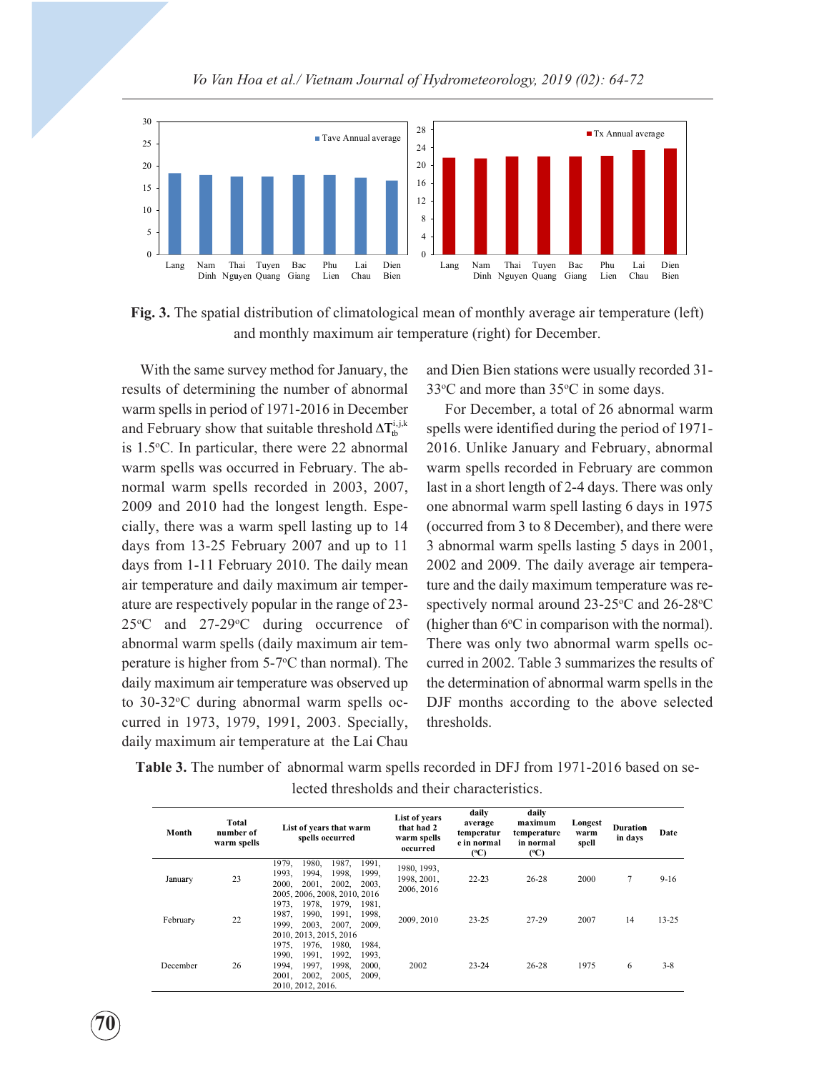**Fig. 3.** The spatial distribution of climatological mean of monthly average air temperature (left) and monthly maximum air temperature (right) for December.

With the same survey method for January, the results of determining the number of abnormal warm spells in period of 1971-2016 in December and February show that suitable threshold $\Delta T_{tb}^{i,j,k}$ is 1.5°C. In particular, there were 22 abnormal warm spells was occurred in February. The abnormal warm spells recorded in 2003, 2007, 2009 and 2010 had the longest length. Especially, there was a warm spell lasting up to 14 days from 13-25 February 2007 and up to 11 days from 1-11 February 2010. The daily mean air temperature and daily maximum air temperature are respectively popular in the range of 23-25°C and 27-29°C during occurrence of abnormal warm spells (daily maximum air temperature is higher from 5-7°C than normal). The daily maximum air temperature was observed up to 30-32°C during abnormal warm spells occurred in 1973, 1979, 1991, 2003. Specially, daily maximum air temperature at the Lai Chau and Dien Bien stations were usually recorded 31-33°C and more than 35°C in some days.

For December, a total of 26 abnormal warm spells were identified during the period of 1971-2016. Unlike January and February, abnormal warm spells recorded in February are common last in a short length of 2-4 days. There was only one abnormal warm spell lasting 6 days in 1975 (occurred from 3 to 8 December), and there were 3 abnormal warm spells lasting 5 days in 2001, 2002 and 2009. The daily average air temperature and the daily maximum temperature was respectively normal around 23-25°C and 26-28°C (higher than 6°C in comparison with the normal). There was only two abnormal warm spells occurred in 2002. Table 3 summarizes the results of the determination of abnormal warm spells in the DJF months according to the above selected thresholds.

**Table 3.** The number of abnormal warm spells recorded in DFJ from 1971-2016 based on selected thresholds and their characteristics.

| Month | Total number of warm spells | List of years that warm spells occurred | List of years that had 2 warm spells occurred | daily average temperature in normal (°C) | daily maximum temperature in normal (°C) | Longest warm spell | Duration in days | Date |
|---|---|---|---|---|---|---|---|---|
| January | 23 | 1979, 1980, 1987, 1991, 1993, 1994, 1998, 1999, 2000, 2001, 2002, 2003, 2005, 2006, 2008, 2010, 2016 | 1980, 1993, 1998, 2001, 2006, 2016 | 22-23 | 26-28 | 2000 | 7 | 9-16 |
| February | 22 | 1973, 1978, 1979, 1981, 1987, 1990, 1991, 1998, 1999, 2003, 2007, 2009, 2010, 2013, 2015, 2016 | 2009, 2010 | 23-25 | 27-29 | 2007 | 14 | 13-25 |
| December | 26 | 1975, 1976, 1980, 1984, 1990, 1991, 1992, 1993, 1994, 1997, 1998, 2000, 2001, 2002, 2005, 2009, 2010, 2012, 2016. | 2002 | 23-24 | 26-28 | 1975 | 6 | 3-8 |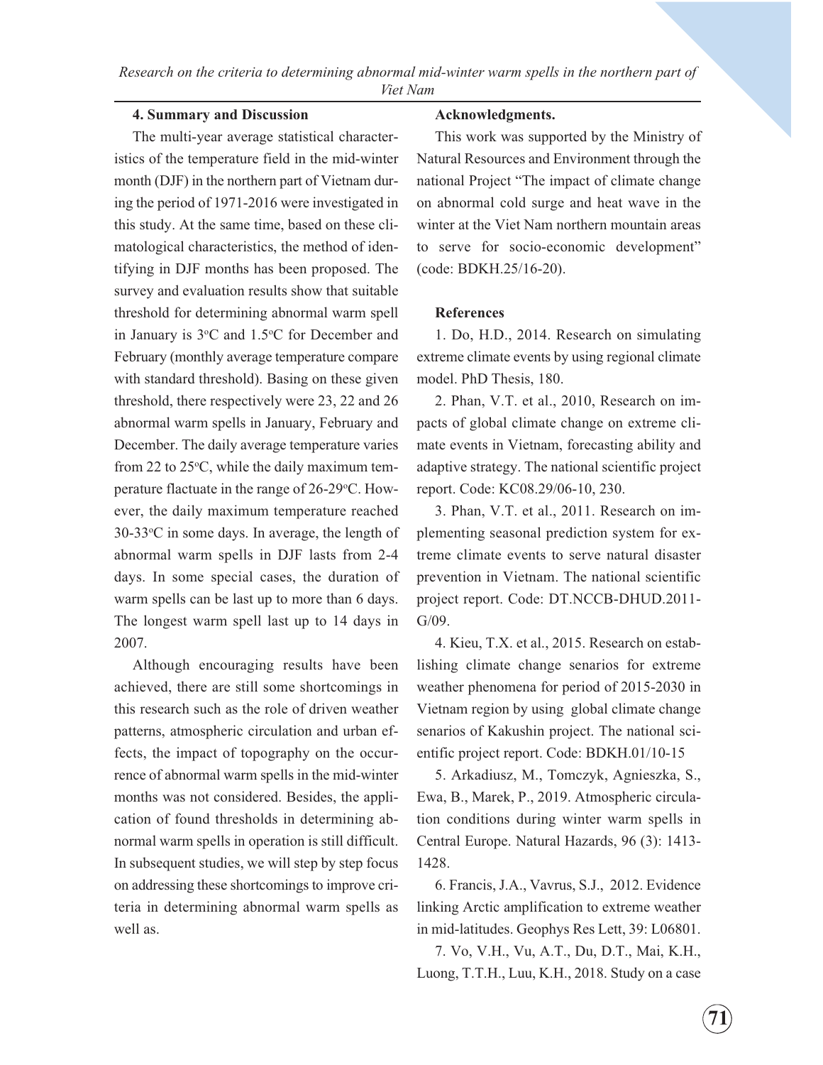## 4. Summary and Discussion

The multi-year average statistical characteristics of the temperature field in the mid-winter month (DJF) in the northern part of Vietnam during the period of 1971-2016 were investigated in this study. At the same time, based on these climatological characteristics, the method of identifying in DJF months has been proposed. The survey and evaluation results show that suitable threshold for determining abnormal warm spell in January is 3°C and 1.5°C for December and February (monthly average temperature compare with standard threshold). Basing on these given threshold, there respectively were 23, 22 and 26 abnormal warm spells in January, February and December. The daily average temperature varies from 22 to 25°C, while the daily maximum temperature flactuate in the range of 26-29°C. However, the daily maximum temperature reached 30-33°C in some days. In average, the length of abnormal warm spells in DJF lasts from 2-4 days. In some special cases, the duration of warm spells can be last up to more than 6 days. The longest warm spell last up to 14 days in 2007.

Although encouraging results have been achieved, there are still some shortcomings in this research such as the role of driven weather patterns, atmospheric circulation and urban effects, the impact of topography on the occurrence of abnormal warm spells in the mid-winter months was not considered. Besides, the application of found thresholds in determining abnormal warm spells in operation is still difficult. In subsequent studies, we will step by step focus on addressing these shortcomings to improve criteria in determining abnormal warm spells as well as.

**Acknowledgments.**

This work was supported by the Ministry of Natural Resources and Environment through the national Project "The impact of climate change on abnormal cold surge and heat wave in the winter at the Viet Nam northern mountain areas to serve for socio-economic development" (code: BDKH.25/16-20).

**References**

1. Do, H.D., 2014. Research on simulating extreme climate events by using regional climate model. PhD Thesis, 180.

2. Phan, V.T. et al., 2010, Research on impacts of global climate change on extreme climate events in Vietnam, forecasting ability and adaptive strategy. The national scientific project report. Code: KC08.29/06-10, 230.

3. Phan, V.T. et al., 2011. Research on implementing seasonal prediction system for extreme climate events to serve natural disaster prevention in Vietnam. The national scientific project report. Code: DT.NCCB-DHUD.2011-G/09.

4. Kieu, T.X. et al., 2015. Research on establishing climate change senarios for extreme weather phenomena for period of 2015-2030 in Vietnam region by using global climate change senarios of Kakushin project. The national scientific project report. Code: BDKH.01/10-15

5. Arkadiusz, M., Tomczyk, Agnieszka, S., Ewa, B., Marek, P., 2019. Atmospheric circulation conditions during winter warm spells in Central Europe. Natural Hazards, 96 (3): 1413-1428.

6. Francis, J.A., Vavrus, S.J., 2012. Evidence linking Arctic amplification to extreme weather in mid-latitudes. Geophys Res Lett, 39: L06801.

7. Vo, V.H., Vu, A.T., Du, D.T., Mai, K.H., Luong, T.T.H., Luu, K.H., 2018. Study on a case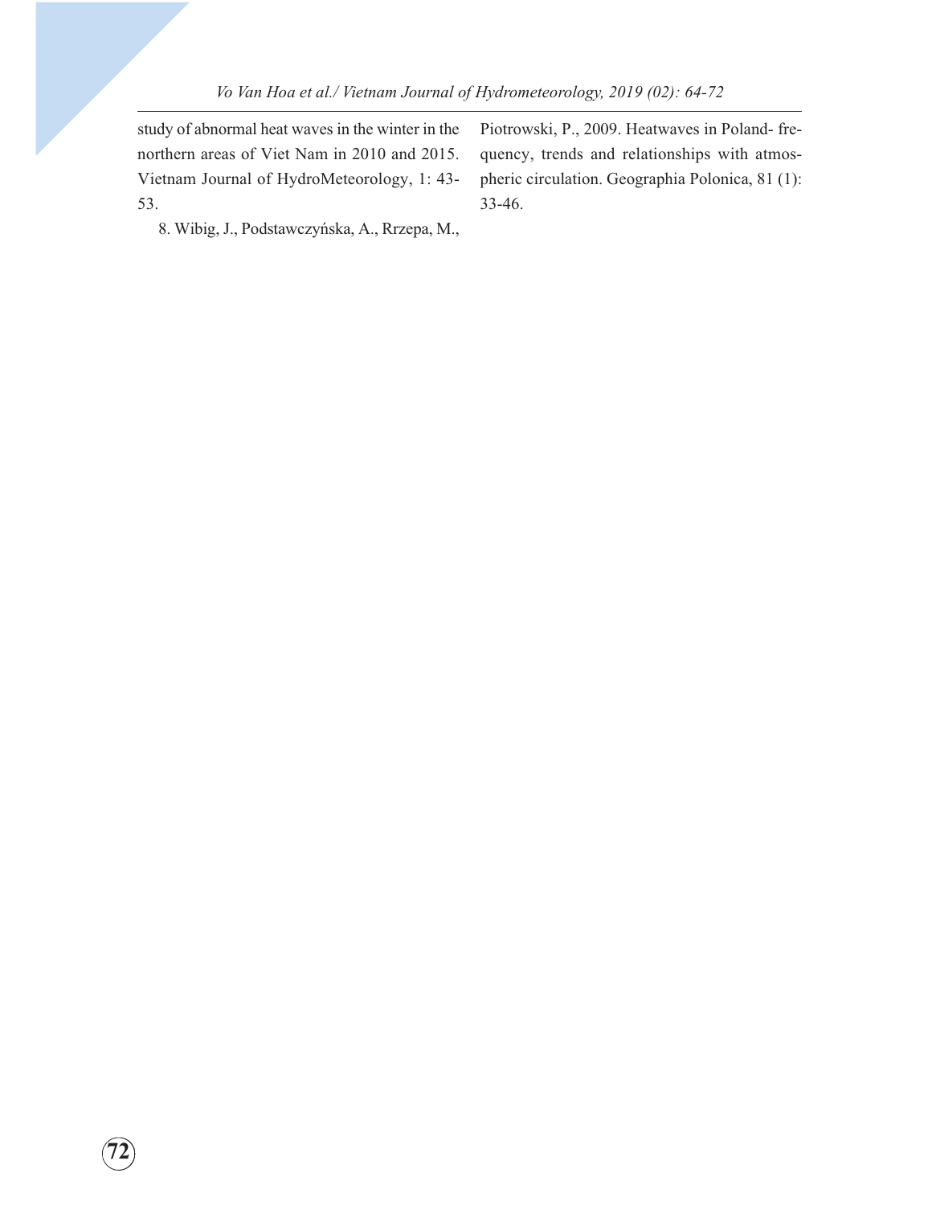study of abnormal heat waves in the winter in the northern areas of Viet Nam in 2010 and 2015. Vietnam Journal of HydroMeteorology, 1: 43-53.

8. Wibig, J., Podstawczyńska, A., Rzrepa, M., Piotrowski, P., 2009. Heatwaves in Poland- frequency, trends and relationships with atmospheric circulation. Geographia Polonica, 81 (1): 33-46.